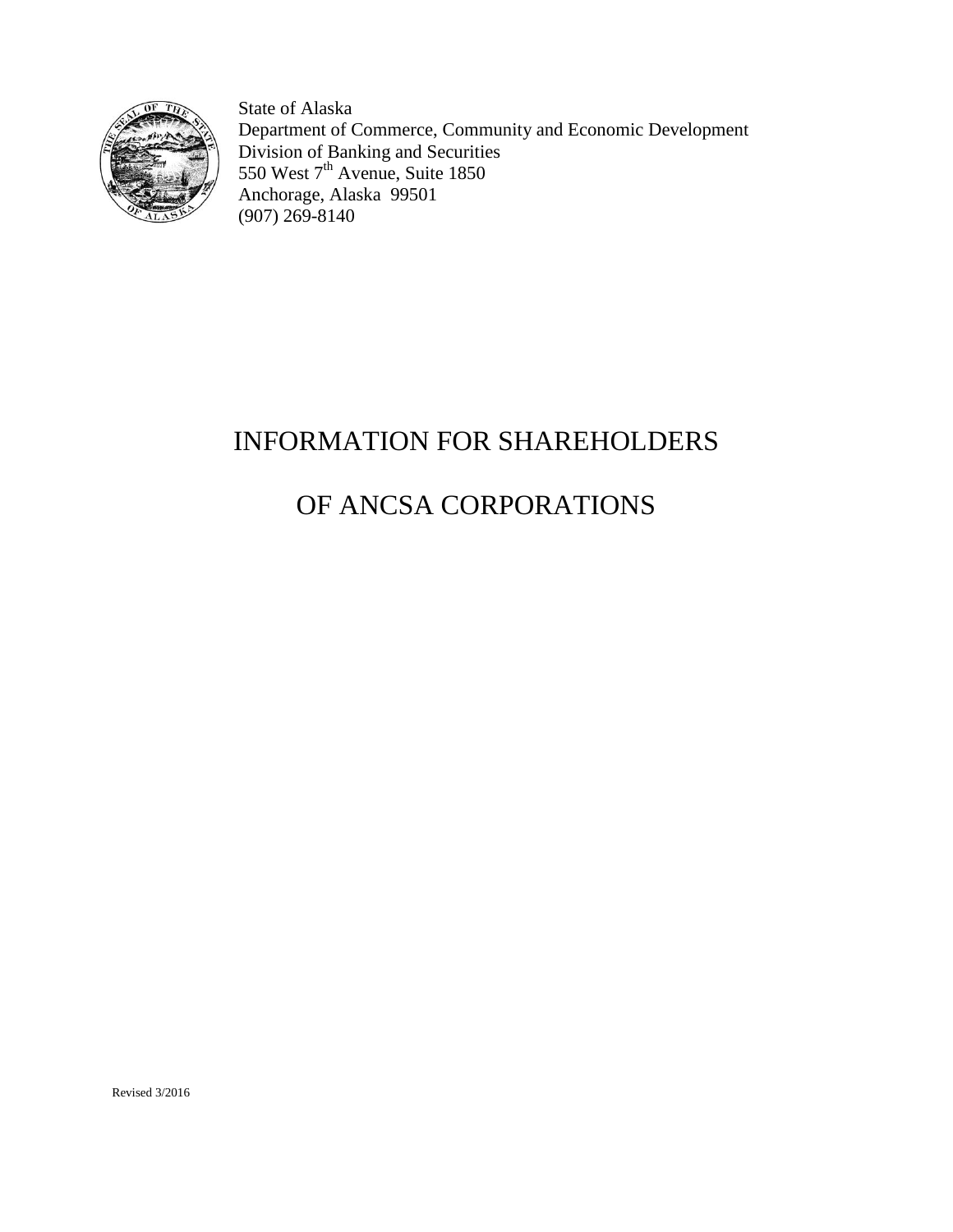State of Alaska
Department of Commerce, Community and Economic Development
Division of Banking and Securities
550 West 7th Avenue, Suite 1850
Anchorage, Alaska 99501
(907) 269-8140

# INFORMATION FOR SHAREHOLDERS

# OF ANCSA CORPORATIONS

Revised 3/2016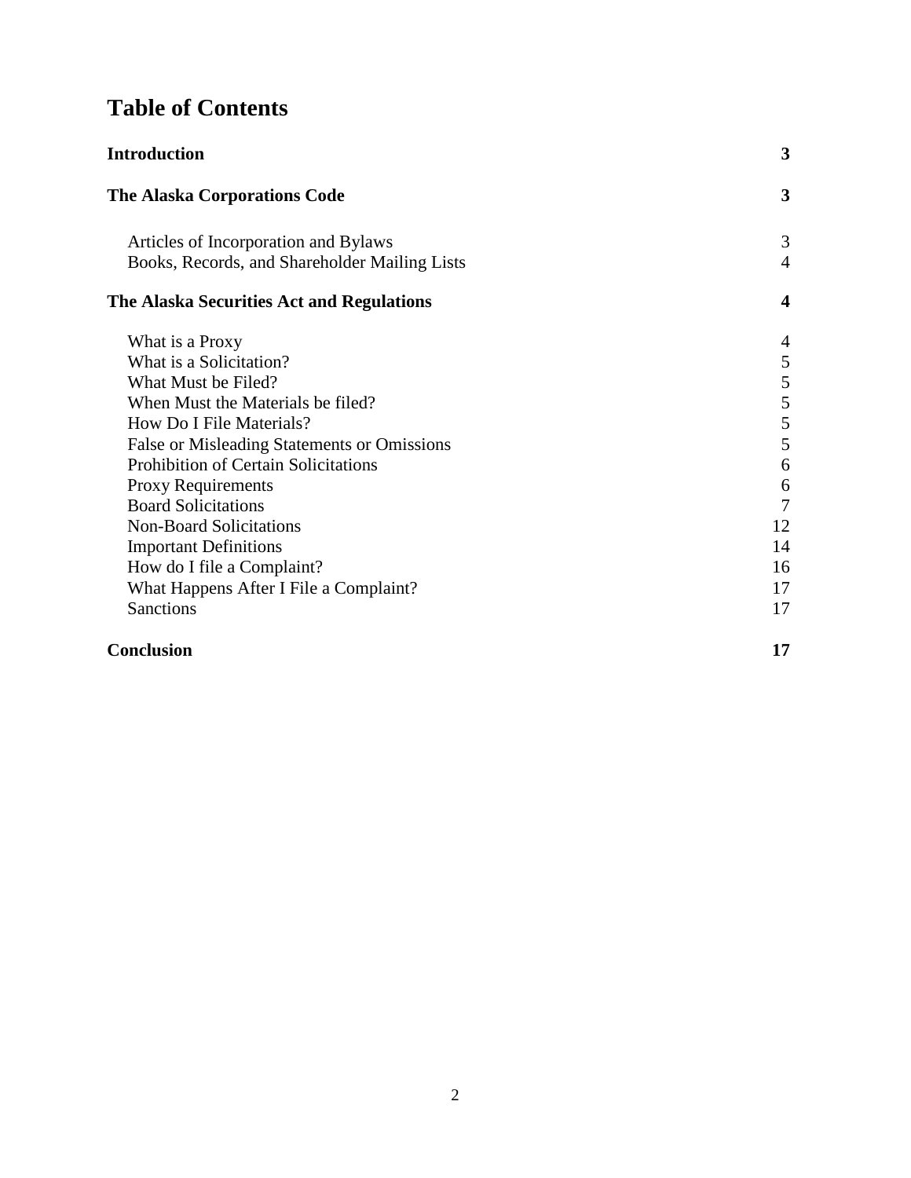# Table of Contents

| | |
|---|---|
| **Introduction** | **3** |
| **The Alaska Corporations Code** | **3** |
| Articles of Incorporation and Bylaws | 3 |
| Books, Records, and Shareholder Mailing Lists | 4 |
| **The Alaska Securities Act and Regulations** | **4** |
| What is a Proxy | 4 |
| What is a Solicitation? | 5 |
| What Must be Filed? | 5 |
| When Must the Materials be filed? | 5 |
| How Do I File Materials? | 5 |
| False or Misleading Statements or Omissions | 5 |
| Prohibition of Certain Solicitations | 6 |
| Proxy Requirements | 6 |
| Board Solicitations | 7 |
| Non-Board Solicitations | 12 |
| Important Definitions | 14 |
| How do I file a Complaint? | 16 |
| What Happens After I File a Complaint? | 17 |
| Sanctions | 17 |
| **Conclusion** | **17** |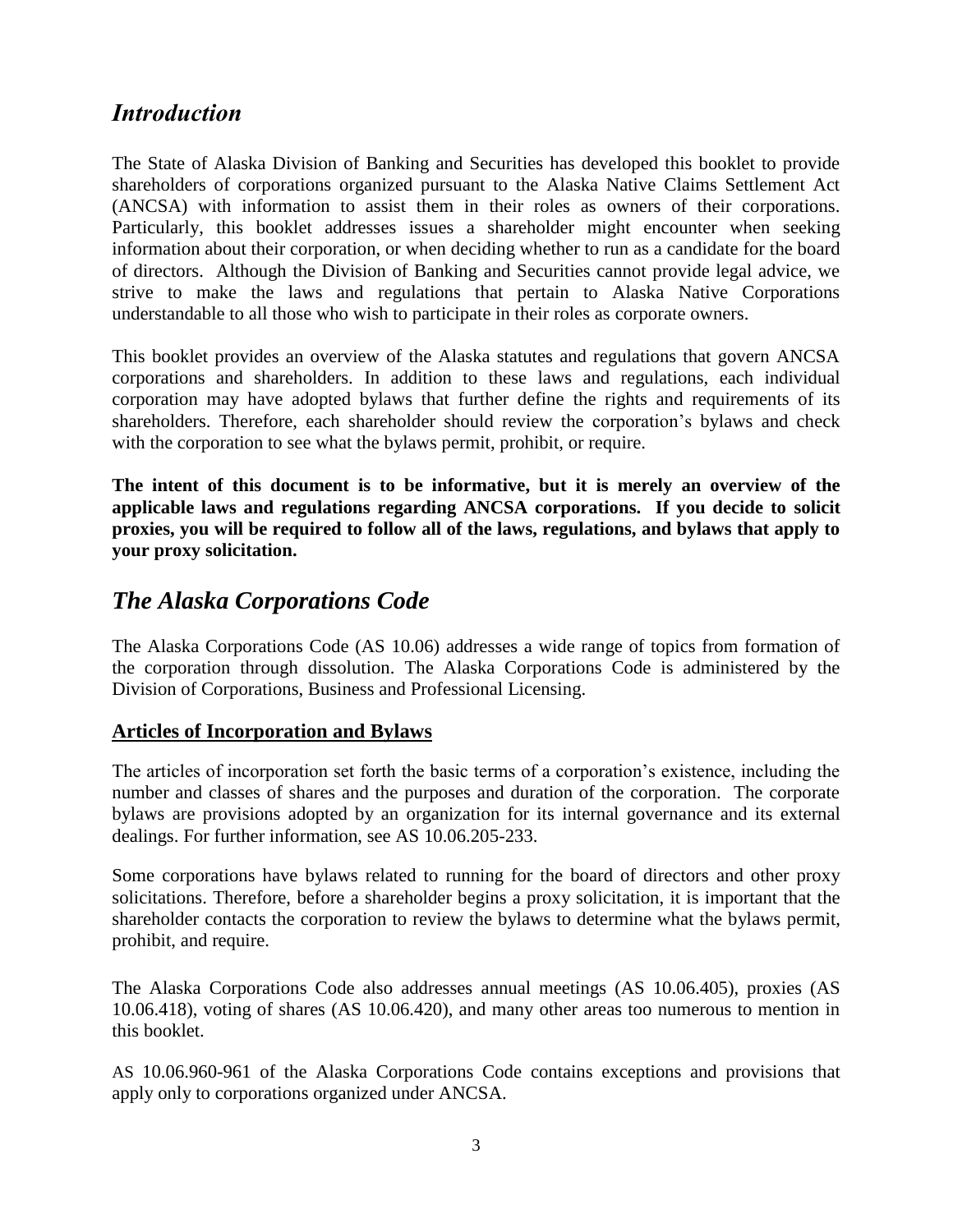## *Introduction*

The State of Alaska Division of Banking and Securities has developed this booklet to provide shareholders of corporations organized pursuant to the Alaska Native Claims Settlement Act (ANCSA) with information to assist them in their roles as owners of their corporations. Particularly, this booklet addresses issues a shareholder might encounter when seeking information about their corporation, or when deciding whether to run as a candidate for the board of directors. Although the Division of Banking and Securities cannot provide legal advice, we strive to make the laws and regulations that pertain to Alaska Native Corporations understandable to all those who wish to participate in their roles as corporate owners.

This booklet provides an overview of the Alaska statutes and regulations that govern ANCSA corporations and shareholders. In addition to these laws and regulations, each individual corporation may have adopted bylaws that further define the rights and requirements of its shareholders. Therefore, each shareholder should review the corporation's bylaws and check with the corporation to see what the bylaws permit, prohibit, or require.

**The intent of this document is to be informative, but it is merely an overview of the applicable laws and regulations regarding ANCSA corporations. If you decide to solicit proxies, you will be required to follow all of the laws, regulations, and bylaws that apply to your proxy solicitation.**

## *The Alaska Corporations Code*

The Alaska Corporations Code (AS 10.06) addresses a wide range of topics from formation of the corporation through dissolution. The Alaska Corporations Code is administered by the Division of Corporations, Business and Professional Licensing.

### Articles of Incorporation and Bylaws

The articles of incorporation set forth the basic terms of a corporation's existence, including the number and classes of shares and the purposes and duration of the corporation. The corporate bylaws are provisions adopted by an organization for its internal governance and its external dealings. For further information, see AS 10.06.205-233.

Some corporations have bylaws related to running for the board of directors and other proxy solicitations. Therefore, before a shareholder begins a proxy solicitation, it is important that the shareholder contacts the corporation to review the bylaws to determine what the bylaws permit, prohibit, and require.

The Alaska Corporations Code also addresses annual meetings (AS 10.06.405), proxies (AS 10.06.418), voting of shares (AS 10.06.420), and many other areas too numerous to mention in this booklet.

AS 10.06.960-961 of the Alaska Corporations Code contains exceptions and provisions that apply only to corporations organized under ANCSA.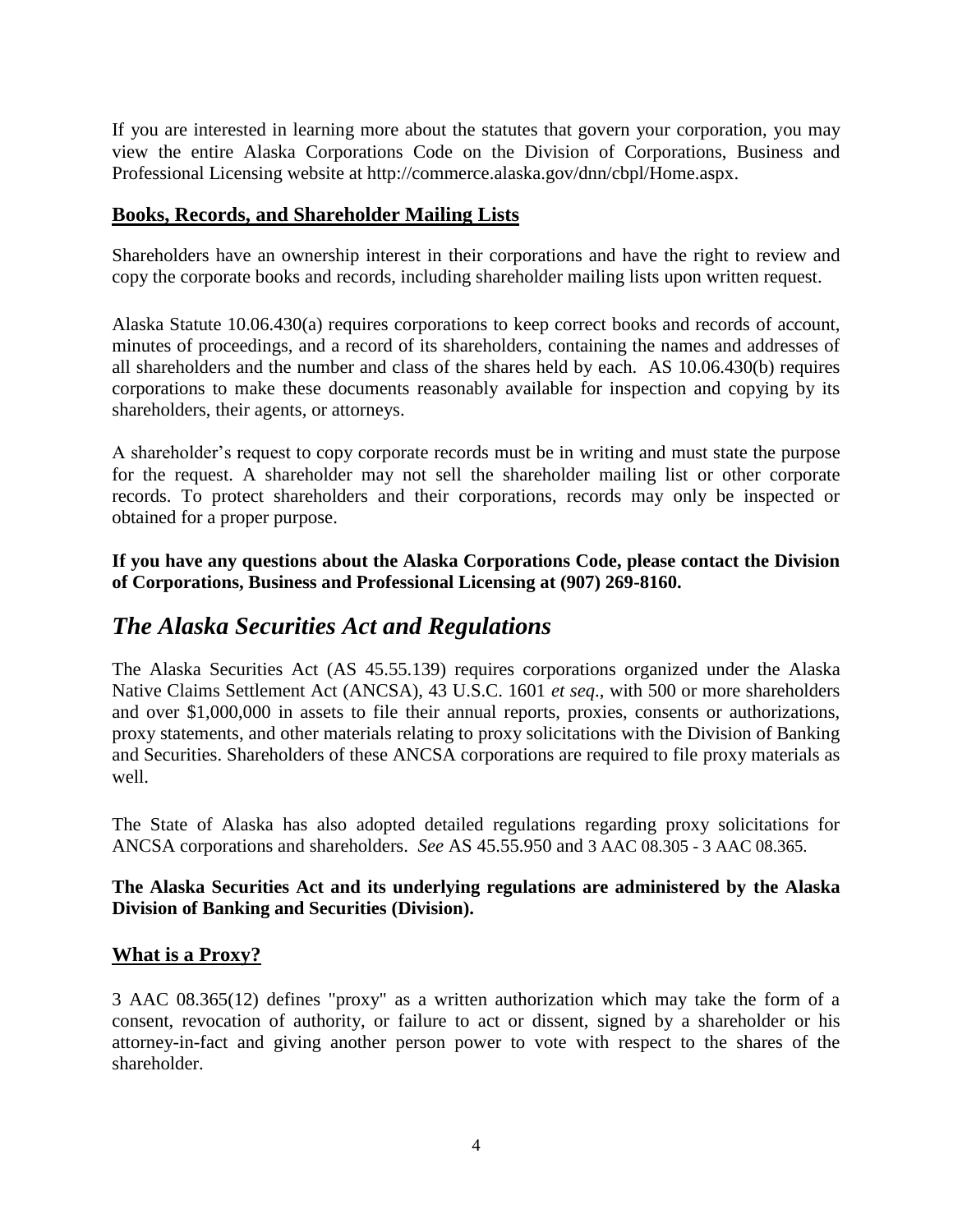If you are interested in learning more about the statutes that govern your corporation, you may view the entire Alaska Corporations Code on the Division of Corporations, Business and Professional Licensing website at http://commerce.alaska.gov/dnn/cbpl/Home.aspx.

## Books, Records, and Shareholder Mailing Lists

Shareholders have an ownership interest in their corporations and have the right to review and copy the corporate books and records, including shareholder mailing lists upon written request.

Alaska Statute 10.06.430(a) requires corporations to keep correct books and records of account, minutes of proceedings, and a record of its shareholders, containing the names and addresses of all shareholders and the number and class of the shares held by each. AS 10.06.430(b) requires corporations to make these documents reasonably available for inspection and copying by its shareholders, their agents, or attorneys.

A shareholder's request to copy corporate records must be in writing and must state the purpose for the request. A shareholder may not sell the shareholder mailing list or other corporate records. To protect shareholders and their corporations, records may only be inspected or obtained for a proper purpose.

**If you have any questions about the Alaska Corporations Code, please contact the Division of Corporations, Business and Professional Licensing at (907) 269-8160.**

# *The Alaska Securities Act and Regulations*

The Alaska Securities Act (AS 45.55.139) requires corporations organized under the Alaska Native Claims Settlement Act (ANCSA), 43 U.S.C. 1601 *et seq*., with 500 or more shareholders and over $1,000,000 in assets to file their annual reports, proxies, consents or authorizations, proxy statements, and other materials relating to proxy solicitations with the Division of Banking and Securities. Shareholders of these ANCSA corporations are required to file proxy materials as well.

The State of Alaska has also adopted detailed regulations regarding proxy solicitations for ANCSA corporations and shareholders. *See* AS 45.55.950 and 3 AAC 08.305 - 3 AAC 08.365.

**The Alaska Securities Act and its underlying regulations are administered by the Alaska Division of Banking and Securities (Division).**

## What is a Proxy?

3 AAC 08.365(12) defines "proxy" as a written authorization which may take the form of a consent, revocation of authority, or failure to act or dissent, signed by a shareholder or his attorney-in-fact and giving another person power to vote with respect to the shares of the shareholder.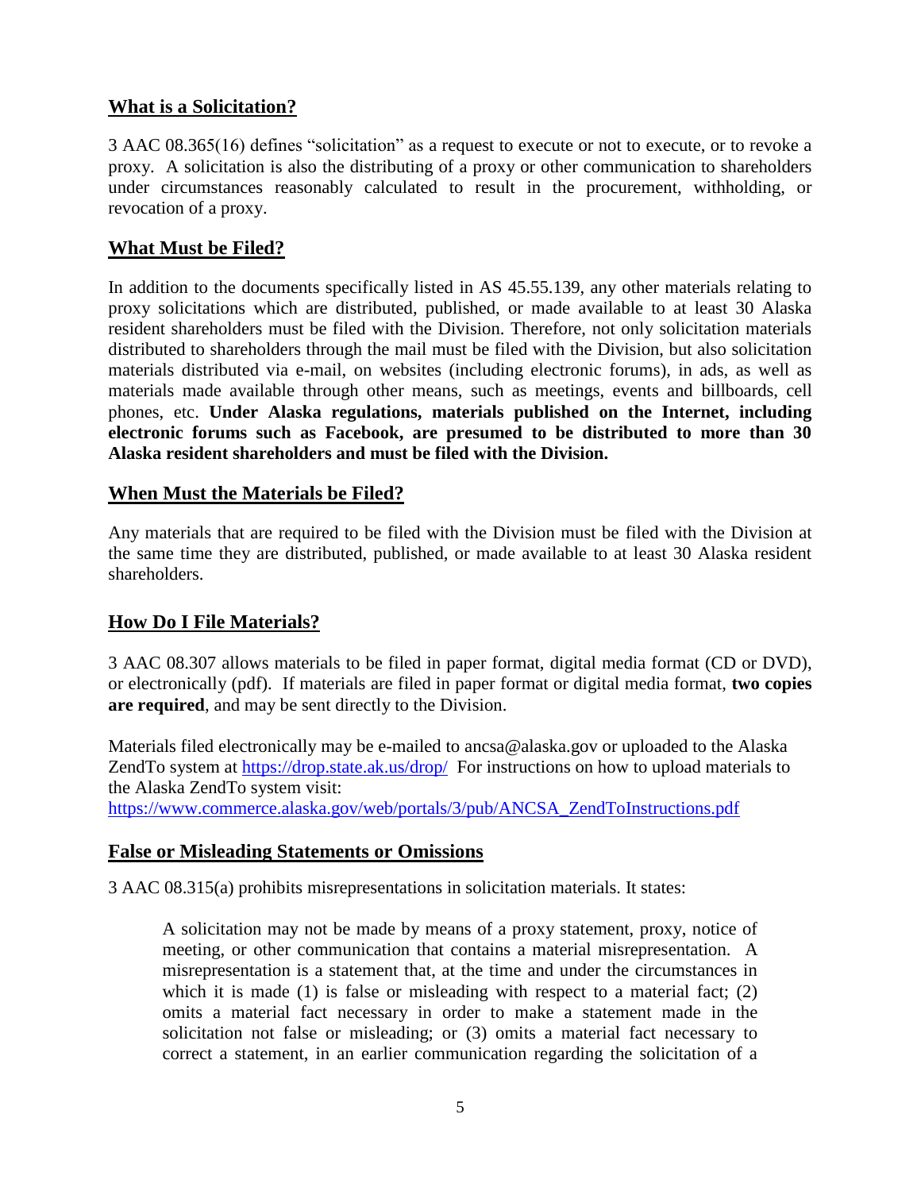## What is a Solicitation?

3 AAC 08.365(16) defines "solicitation" as a request to execute or not to execute, or to revoke a proxy. A solicitation is also the distributing of a proxy or other communication to shareholders under circumstances reasonably calculated to result in the procurement, withholding, or revocation of a proxy.

## What Must be Filed?

In addition to the documents specifically listed in AS 45.55.139, any other materials relating to proxy solicitations which are distributed, published, or made available to at least 30 Alaska resident shareholders must be filed with the Division. Therefore, not only solicitation materials distributed to shareholders through the mail must be filed with the Division, but also solicitation materials distributed via e-mail, on websites (including electronic forums), in ads, as well as materials made available through other means, such as meetings, events and billboards, cell phones, etc. **Under Alaska regulations, materials published on the Internet, including electronic forums such as Facebook, are presumed to be distributed to more than 30 Alaska resident shareholders and must be filed with the Division.**

## When Must the Materials be Filed?

Any materials that are required to be filed with the Division must be filed with the Division at the same time they are distributed, published, or made available to at least 30 Alaska resident shareholders.

## How Do I File Materials?

3 AAC 08.307 allows materials to be filed in paper format, digital media format (CD or DVD), or electronically (pdf). If materials are filed in paper format or digital media format, **two copies are required**, and may be sent directly to the Division.

Materials filed electronically may be e-mailed to ancsa@alaska.gov or uploaded to the Alaska ZendTo system at https://drop.state.ak.us/drop/ For instructions on how to upload materials to the Alaska ZendTo system visit: https://www.commerce.alaska.gov/web/portals/3/pub/ANCSA_ZendToInstructions.pdf

## False or Misleading Statements or Omissions

3 AAC 08.315(a) prohibits misrepresentations in solicitation materials. It states:

> A solicitation may not be made by means of a proxy statement, proxy, notice of meeting, or other communication that contains a material misrepresentation. A misrepresentation is a statement that, at the time and under the circumstances in which it is made (1) is false or misleading with respect to a material fact; (2) omits a material fact necessary in order to make a statement made in the solicitation not false or misleading; or (3) omits a material fact necessary to correct a statement, in an earlier communication regarding the solicitation of a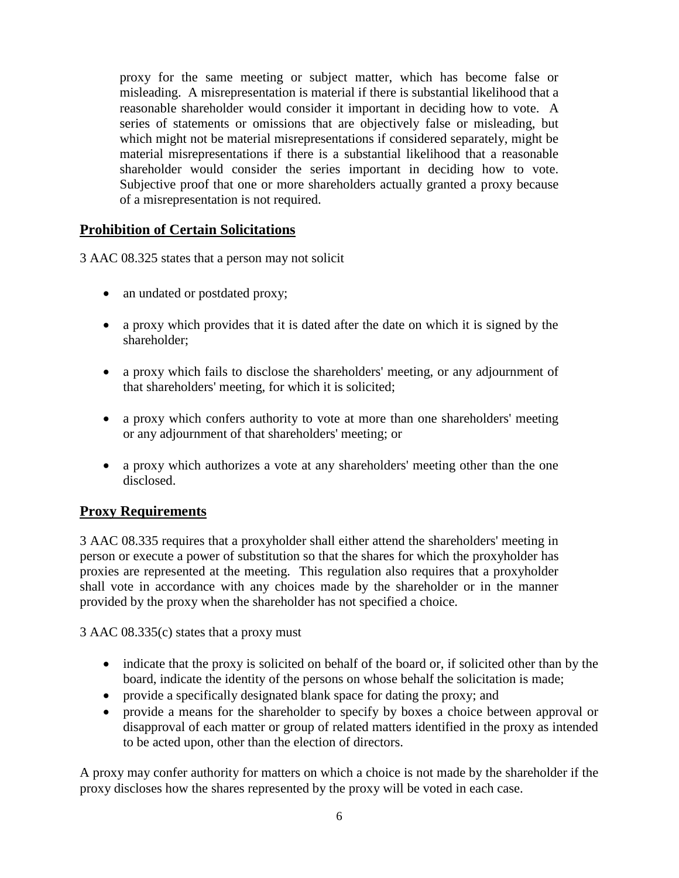proxy for the same meeting or subject matter, which has become false or misleading. A misrepresentation is material if there is substantial likelihood that a reasonable shareholder would consider it important in deciding how to vote. A series of statements or omissions that are objectively false or misleading, but which might not be material misrepresentations if considered separately, might be material misrepresentations if there is a substantial likelihood that a reasonable shareholder would consider the series important in deciding how to vote. Subjective proof that one or more shareholders actually granted a proxy because of a misrepresentation is not required.

## Prohibition of Certain Solicitations

3 AAC 08.325 states that a person may not solicit

- an undated or postdated proxy;
- a proxy which provides that it is dated after the date on which it is signed by the shareholder;
- a proxy which fails to disclose the shareholders' meeting, or any adjournment of that shareholders' meeting, for which it is solicited;
- a proxy which confers authority to vote at more than one shareholders' meeting or any adjournment of that shareholders' meeting; or
- a proxy which authorizes a vote at any shareholders' meeting other than the one disclosed.

## Proxy Requirements

3 AAC 08.335 requires that a proxyholder shall either attend the shareholders' meeting in person or execute a power of substitution so that the shares for which the proxyholder has proxies are represented at the meeting. This regulation also requires that a proxyholder shall vote in accordance with any choices made by the shareholder or in the manner provided by the proxy when the shareholder has not specified a choice.

3 AAC 08.335(c) states that a proxy must

- indicate that the proxy is solicited on behalf of the board or, if solicited other than by the board, indicate the identity of the persons on whose behalf the solicitation is made;
- provide a specifically designated blank space for dating the proxy; and
- provide a means for the shareholder to specify by boxes a choice between approval or disapproval of each matter or group of related matters identified in the proxy as intended to be acted upon, other than the election of directors.

A proxy may confer authority for matters on which a choice is not made by the shareholder if the proxy discloses how the shares represented by the proxy will be voted in each case.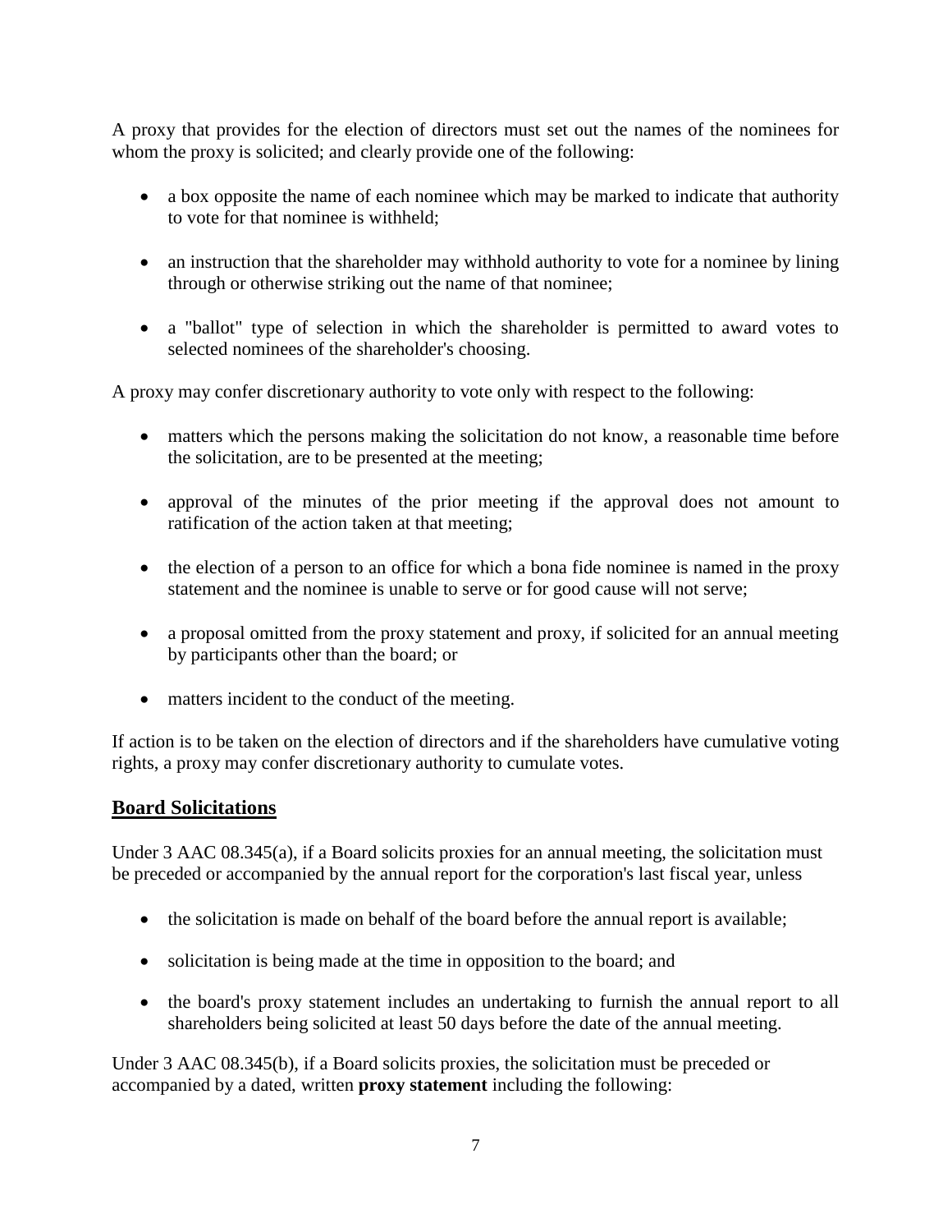A proxy that provides for the election of directors must set out the names of the nominees for whom the proxy is solicited; and clearly provide one of the following:

- a box opposite the name of each nominee which may be marked to indicate that authority to vote for that nominee is withheld;
- an instruction that the shareholder may withhold authority to vote for a nominee by lining through or otherwise striking out the name of that nominee;
- a "ballot" type of selection in which the shareholder is permitted to award votes to selected nominees of the shareholder's choosing.

A proxy may confer discretionary authority to vote only with respect to the following:

- matters which the persons making the solicitation do not know, a reasonable time before the solicitation, are to be presented at the meeting;
- approval of the minutes of the prior meeting if the approval does not amount to ratification of the action taken at that meeting;
- the election of a person to an office for which a bona fide nominee is named in the proxy statement and the nominee is unable to serve or for good cause will not serve;
- a proposal omitted from the proxy statement and proxy, if solicited for an annual meeting by participants other than the board; or
- matters incident to the conduct of the meeting.

If action is to be taken on the election of directors and if the shareholders have cumulative voting rights, a proxy may confer discretionary authority to cumulate votes.

## Board Solicitations

Under 3 AAC 08.345(a), if a Board solicits proxies for an annual meeting, the solicitation must be preceded or accompanied by the annual report for the corporation's last fiscal year, unless

- the solicitation is made on behalf of the board before the annual report is available;
- solicitation is being made at the time in opposition to the board; and
- the board's proxy statement includes an undertaking to furnish the annual report to all shareholders being solicited at least 50 days before the date of the annual meeting.

Under 3 AAC 08.345(b), if a Board solicits proxies, the solicitation must be preceded or accompanied by a dated, written **proxy statement** including the following: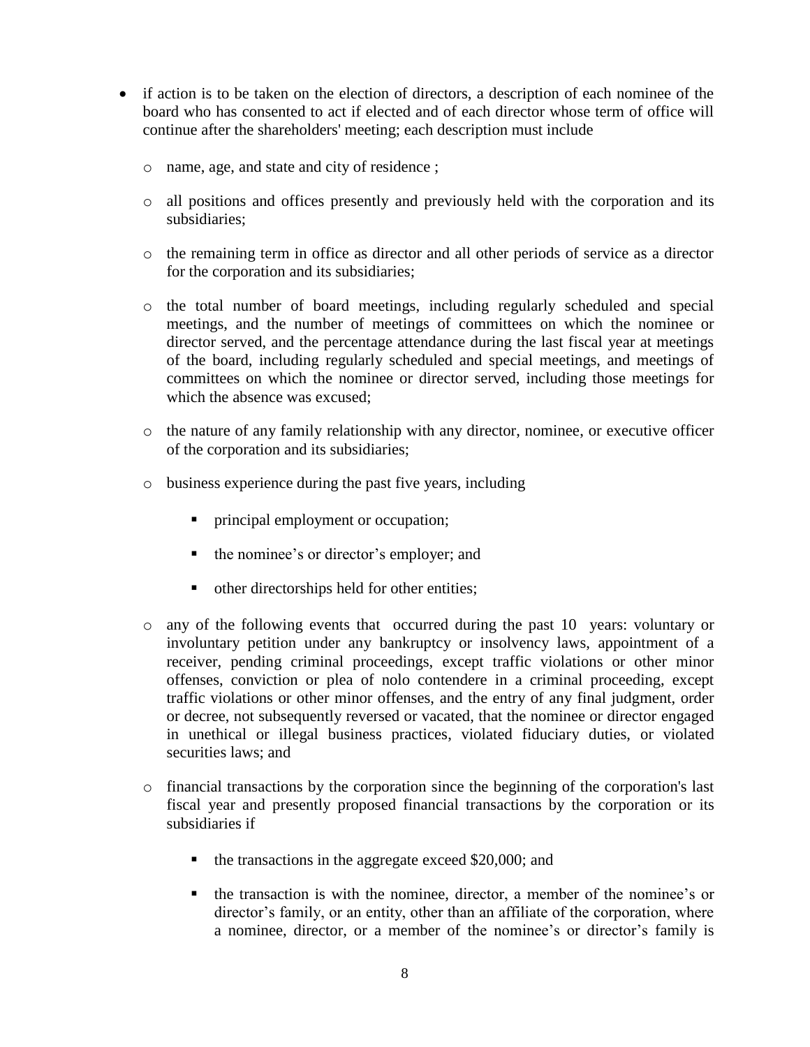- if action is to be taken on the election of directors, a description of each nominee of the board who has consented to act if elected and of each director whose term of office will continue after the shareholders' meeting; each description must include
  - name, age, and state and city of residence ;
  - all positions and offices presently and previously held with the corporation and its subsidiaries;
  - the remaining term in office as director and all other periods of service as a director for the corporation and its subsidiaries;
  - the total number of board meetings, including regularly scheduled and special meetings, and the number of meetings of committees on which the nominee or director served, and the percentage attendance during the last fiscal year at meetings of the board, including regularly scheduled and special meetings, and meetings of committees on which the nominee or director served, including those meetings for which the absence was excused;
  - the nature of any family relationship with any director, nominee, or executive officer of the corporation and its subsidiaries;
  - business experience during the past five years, including
    - principal employment or occupation;
    - the nominee's or director's employer; and
    - other directorships held for other entities;
  - any of the following events that occurred during the past 10 years: voluntary or involuntary petition under any bankruptcy or insolvency laws, appointment of a receiver, pending criminal proceedings, except traffic violations or other minor offenses, conviction or plea of nolo contendere in a criminal proceeding, except traffic violations or other minor offenses, and the entry of any final judgment, order or decree, not subsequently reversed or vacated, that the nominee or director engaged in unethical or illegal business practices, violated fiduciary duties, or violated securities laws; and
  - financial transactions by the corporation since the beginning of the corporation's last fiscal year and presently proposed financial transactions by the corporation or its subsidiaries if
    - the transactions in the aggregate exceed $20,000; and
    - the transaction is with the nominee, director, a member of the nominee's or director's family, or an entity, other than an affiliate of the corporation, where a nominee, director, or a member of the nominee's or director's family is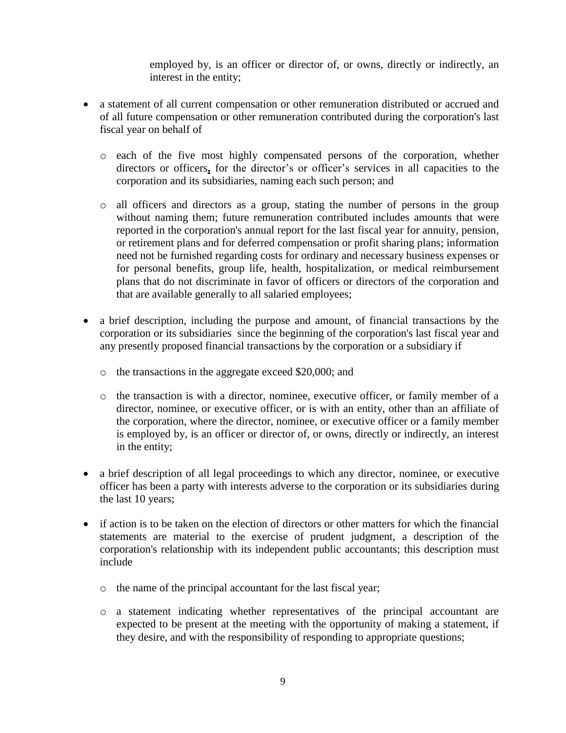employed by, is an officer or director of, or owns, directly or indirectly, an interest in the entity;

- a statement of all current compensation or other remuneration distributed or accrued and of all future compensation or other remuneration contributed during the corporation's last fiscal year on behalf of
  - each of the five most highly compensated persons of the corporation, whether directors or officers, for the director's or officer's services in all capacities to the corporation and its subsidiaries, naming each such person; and
  - all officers and directors as a group, stating the number of persons in the group without naming them; future remuneration contributed includes amounts that were reported in the corporation's annual report for the last fiscal year for annuity, pension, or retirement plans and for deferred compensation or profit sharing plans; information need not be furnished regarding costs for ordinary and necessary business expenses or for personal benefits, group life, health, hospitalization, or medical reimbursement plans that do not discriminate in favor of officers or directors of the corporation and that are available generally to all salaried employees;
- a brief description, including the purpose and amount, of financial transactions by the corporation or its subsidiaries since the beginning of the corporation's last fiscal year and any presently proposed financial transactions by the corporation or a subsidiary if
  - the transactions in the aggregate exceed $20,000; and
  - the transaction is with a director, nominee, executive officer, or family member of a director, nominee, or executive officer, or is with an entity, other than an affiliate of the corporation, where the director, nominee, or executive officer or a family member is employed by, is an officer or director of, or owns, directly or indirectly, an interest in the entity;
- a brief description of all legal proceedings to which any director, nominee, or executive officer has been a party with interests adverse to the corporation or its subsidiaries during the last 10 years;
- if action is to be taken on the election of directors or other matters for which the financial statements are material to the exercise of prudent judgment, a description of the corporation's relationship with its independent public accountants; this description must include
  - the name of the principal accountant for the last fiscal year;
  - a statement indicating whether representatives of the principal accountant are expected to be present at the meeting with the opportunity of making a statement, if they desire, and with the responsibility of responding to appropriate questions;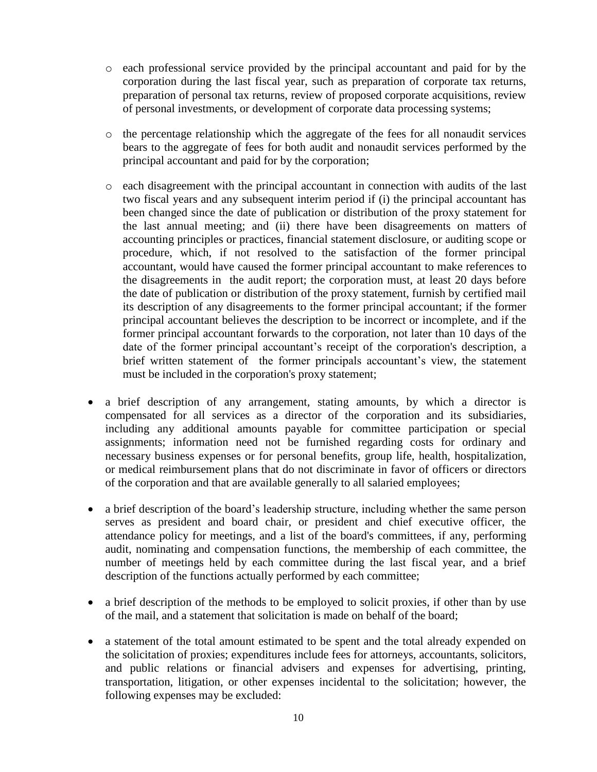- each professional service provided by the principal accountant and paid for by the corporation during the last fiscal year, such as preparation of corporate tax returns, preparation of personal tax returns, review of proposed corporate acquisitions, review of personal investments, or development of corporate data processing systems;

  - the percentage relationship which the aggregate of the fees for all nonaudit services bears to the aggregate of fees for both audit and nonaudit services performed by the principal accountant and paid for by the corporation;

  - each disagreement with the principal accountant in connection with audits of the last two fiscal years and any subsequent interim period if (i) the principal accountant has been changed since the date of publication or distribution of the proxy statement for the last annual meeting; and (ii) there have been disagreements on matters of accounting principles or practices, financial statement disclosure, or auditing scope or procedure, which, if not resolved to the satisfaction of the former principal accountant, would have caused the former principal accountant to make references to the disagreements in the audit report; the corporation must, at least 20 days before the date of publication or distribution of the proxy statement, furnish by certified mail its description of any disagreements to the former principal accountant; if the former principal accountant believes the description to be incorrect or incomplete, and if the former principal accountant forwards to the corporation, not later than 10 days of the date of the former principal accountant's receipt of the corporation's description, a brief written statement of the former principals accountant's view, the statement must be included in the corporation's proxy statement;

- a brief description of any arrangement, stating amounts, by which a director is compensated for all services as a director of the corporation and its subsidiaries, including any additional amounts payable for committee participation or special assignments; information need not be furnished regarding costs for ordinary and necessary business expenses or for personal benefits, group life, health, hospitalization, or medical reimbursement plans that do not discriminate in favor of officers or directors of the corporation and that are available generally to all salaried employees;

- a brief description of the board's leadership structure, including whether the same person serves as president and board chair, or president and chief executive officer, the attendance policy for meetings, and a list of the board's committees, if any, performing audit, nominating and compensation functions, the membership of each committee, the number of meetings held by each committee during the last fiscal year, and a brief description of the functions actually performed by each committee;

- a brief description of the methods to be employed to solicit proxies, if other than by use of the mail, and a statement that solicitation is made on behalf of the board;

- a statement of the total amount estimated to be spent and the total already expended on the solicitation of proxies; expenditures include fees for attorneys, accountants, solicitors, and public relations or financial advisers and expenses for advertising, printing, transportation, litigation, or other expenses incidental to the solicitation; however, the following expenses may be excluded: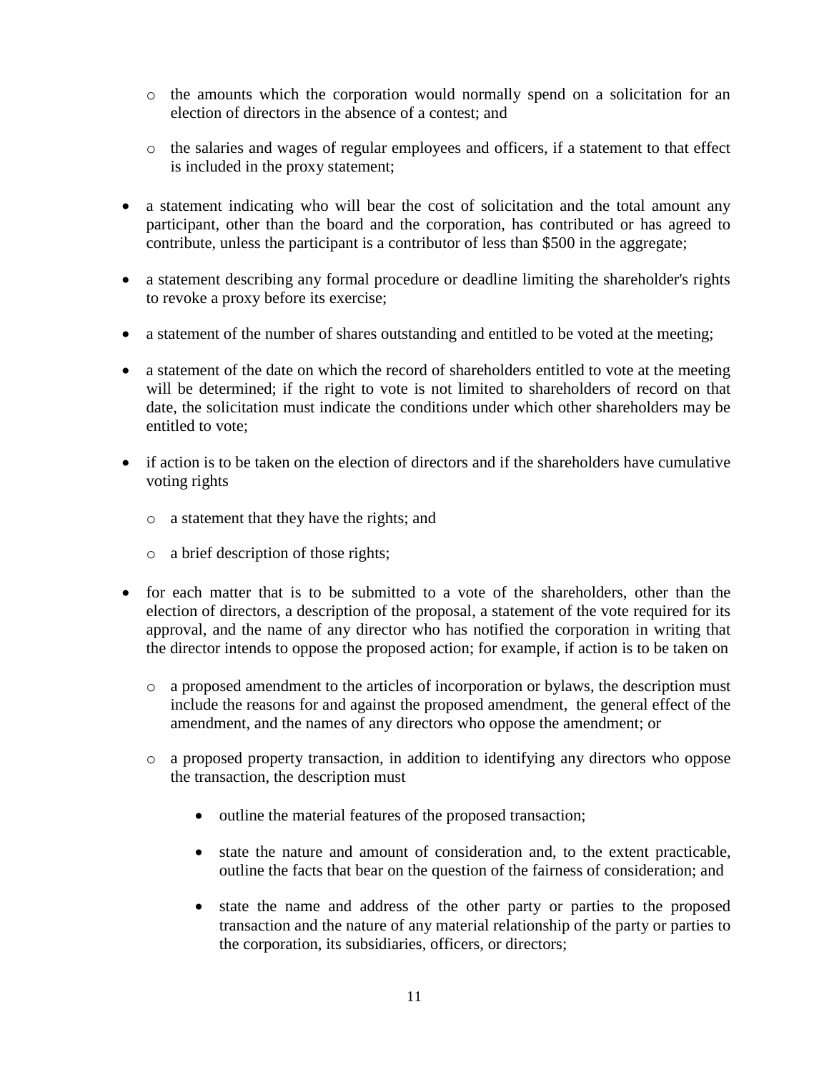- the amounts which the corporation would normally spend on a solicitation for an election of directors in the absence of a contest; and

  - the salaries and wages of regular employees and officers, if a statement to that effect is included in the proxy statement;

- a statement indicating who will bear the cost of solicitation and the total amount any participant, other than the board and the corporation, has contributed or has agreed to contribute, unless the participant is a contributor of less than $500 in the aggregate;

- a statement describing any formal procedure or deadline limiting the shareholder's rights to revoke a proxy before its exercise;

- a statement of the number of shares outstanding and entitled to be voted at the meeting;

- a statement of the date on which the record of shareholders entitled to vote at the meeting will be determined; if the right to vote is not limited to shareholders of record on that date, the solicitation must indicate the conditions under which other shareholders may be entitled to vote;

- if action is to be taken on the election of directors and if the shareholders have cumulative voting rights

  - a statement that they have the rights; and

  - a brief description of those rights;

- for each matter that is to be submitted to a vote of the shareholders, other than the election of directors, a description of the proposal, a statement of the vote required for its approval, and the name of any director who has notified the corporation in writing that the director intends to oppose the proposed action; for example, if action is to be taken on

  - a proposed amendment to the articles of incorporation or bylaws, the description must include the reasons for and against the proposed amendment, the general effect of the amendment, and the names of any directors who oppose the amendment; or

  - a proposed property transaction, in addition to identifying any directors who oppose the transaction, the description must

    - outline the material features of the proposed transaction;

    - state the nature and amount of consideration and, to the extent practicable, outline the facts that bear on the question of the fairness of consideration; and

    - state the name and address of the other party or parties to the proposed transaction and the nature of any material relationship of the party or parties to the corporation, its subsidiaries, officers, or directors;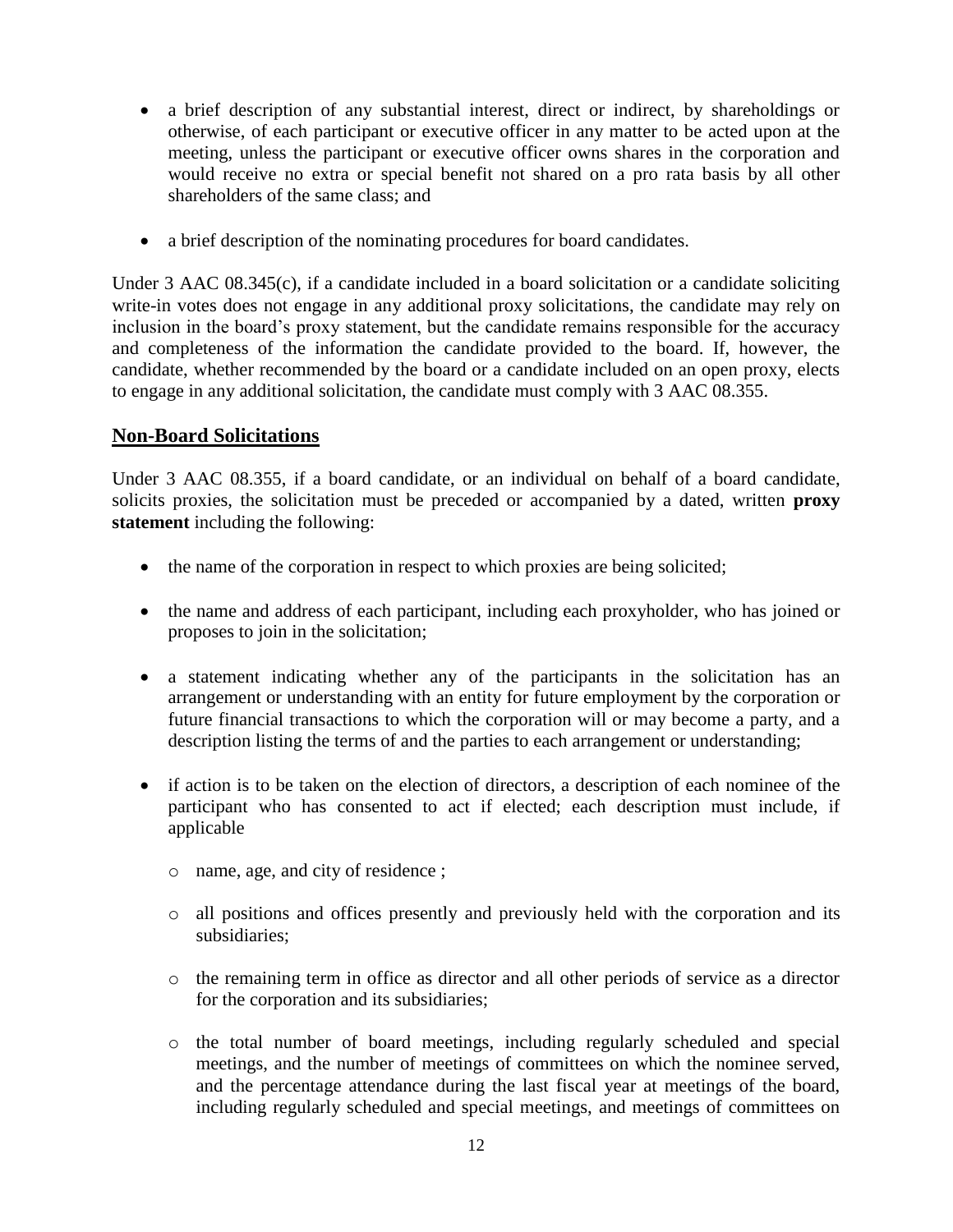- a brief description of any substantial interest, direct or indirect, by shareholdings or otherwise, of each participant or executive officer in any matter to be acted upon at the meeting, unless the participant or executive officer owns shares in the corporation and would receive no extra or special benefit not shared on a pro rata basis by all other shareholders of the same class; and

- a brief description of the nominating procedures for board candidates.

Under 3 AAC 08.345(c), if a candidate included in a board solicitation or a candidate soliciting write-in votes does not engage in any additional proxy solicitations, the candidate may rely on inclusion in the board's proxy statement, but the candidate remains responsible for the accuracy and completeness of the information the candidate provided to the board. If, however, the candidate, whether recommended by the board or a candidate included on an open proxy, elects to engage in any additional solicitation, the candidate must comply with 3 AAC 08.355.

## Non-Board Solicitations

Under 3 AAC 08.355, if a board candidate, or an individual on behalf of a board candidate, solicits proxies, the solicitation must be preceded or accompanied by a dated, written **proxy statement** including the following:

- the name of the corporation in respect to which proxies are being solicited;

- the name and address of each participant, including each proxyholder, who has joined or proposes to join in the solicitation;

- a statement indicating whether any of the participants in the solicitation has an arrangement or understanding with an entity for future employment by the corporation or future financial transactions to which the corporation will or may become a party, and a description listing the terms of and the parties to each arrangement or understanding;

- if action is to be taken on the election of directors, a description of each nominee of the participant who has consented to act if elected; each description must include, if applicable
  - name, age, and city of residence ;
  - all positions and offices presently and previously held with the corporation and its subsidiaries;
  - the remaining term in office as director and all other periods of service as a director for the corporation and its subsidiaries;
  - the total number of board meetings, including regularly scheduled and special meetings, and the number of meetings of committees on which the nominee served, and the percentage attendance during the last fiscal year at meetings of the board, including regularly scheduled and special meetings, and meetings of committees on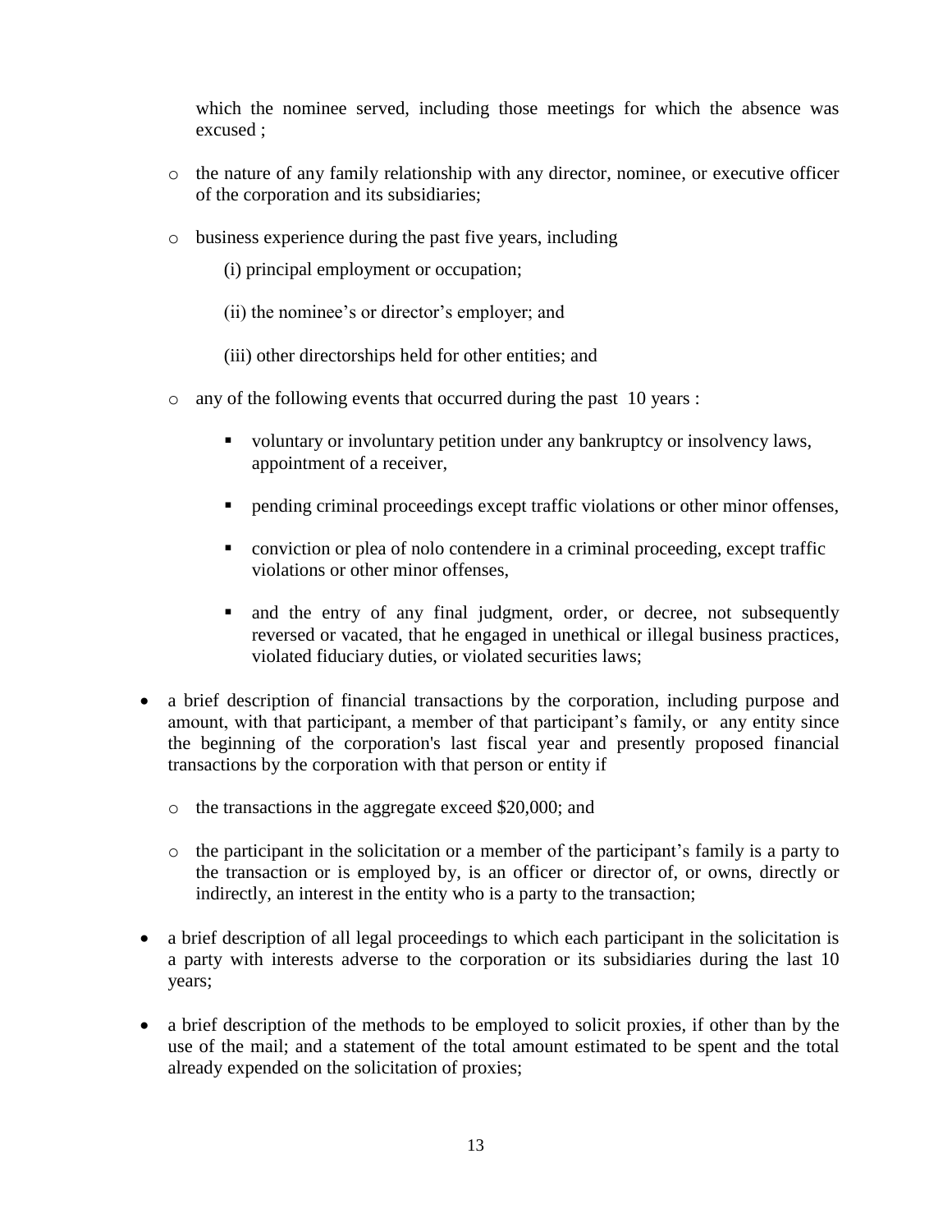which the nominee served, including those meetings for which the absence was excused ;

- the nature of any family relationship with any director, nominee, or executive officer of the corporation and its subsidiaries;
- business experience during the past five years, including

  (i) principal employment or occupation;

  (ii) the nominee's or director's employer; and

  (iii) other directorships held for other entities; and

- any of the following events that occurred during the past 10 years :
  - voluntary or involuntary petition under any bankruptcy or insolvency laws, appointment of a receiver,
  - pending criminal proceedings except traffic violations or other minor offenses,
  - conviction or plea of nolo contendere in a criminal proceeding, except traffic violations or other minor offenses,
  - and the entry of any final judgment, order, or decree, not subsequently reversed or vacated, that he engaged in unethical or illegal business practices, violated fiduciary duties, or violated securities laws;

- a brief description of financial transactions by the corporation, including purpose and amount, with that participant, a member of that participant's family, or any entity since the beginning of the corporation's last fiscal year and presently proposed financial transactions by the corporation with that person or entity if
  - the transactions in the aggregate exceed $20,000; and
  - the participant in the solicitation or a member of the participant's family is a party to the transaction or is employed by, is an officer or director of, or owns, directly or indirectly, an interest in the entity who is a party to the transaction;
- a brief description of all legal proceedings to which each participant in the solicitation is a party with interests adverse to the corporation or its subsidiaries during the last 10 years;
- a brief description of the methods to be employed to solicit proxies, if other than by the use of the mail; and a statement of the total amount estimated to be spent and the total already expended on the solicitation of proxies;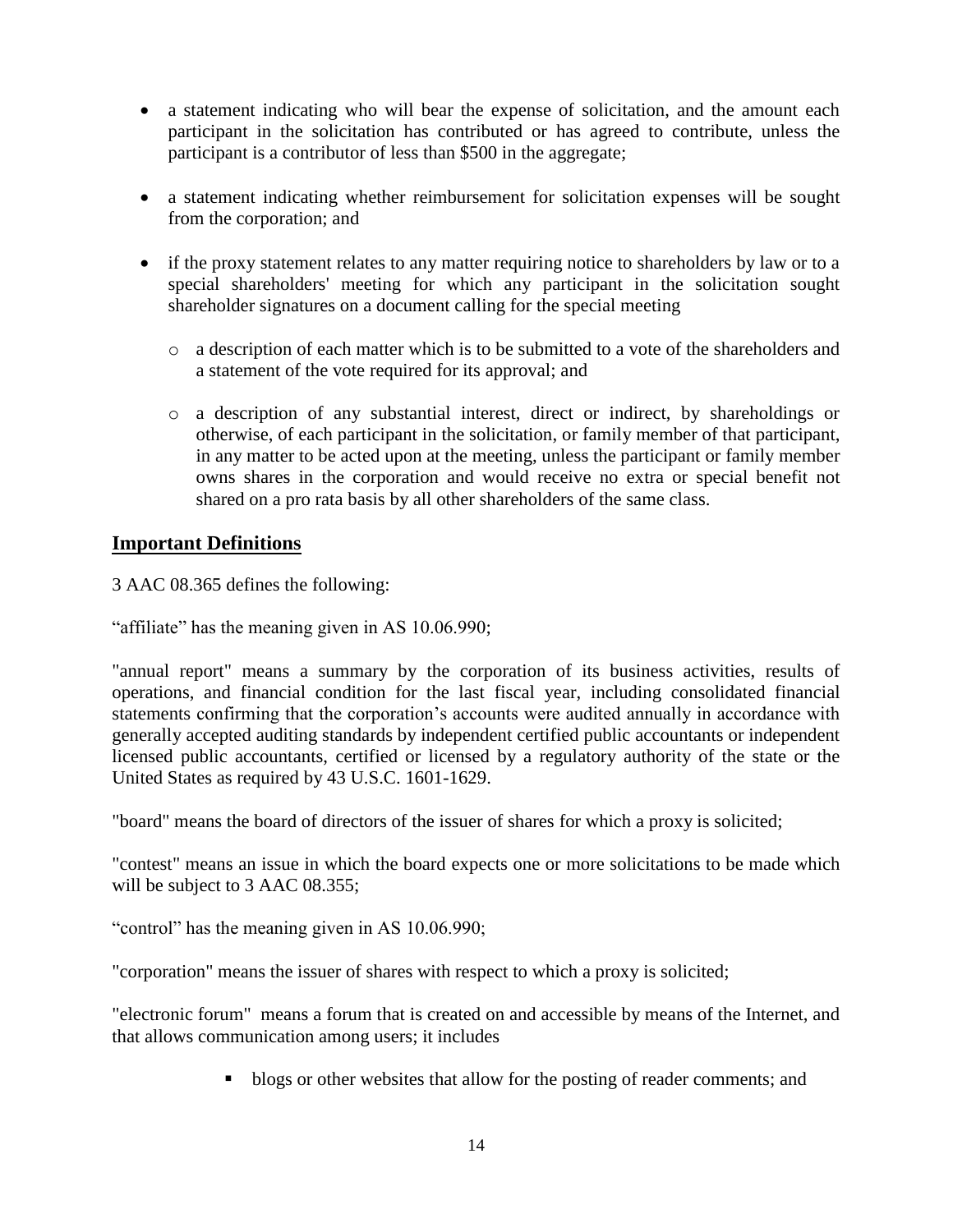- a statement indicating who will bear the expense of solicitation, and the amount each participant in the solicitation has contributed or has agreed to contribute, unless the participant is a contributor of less than $500 in the aggregate;

- a statement indicating whether reimbursement for solicitation expenses will be sought from the corporation; and

- if the proxy statement relates to any matter requiring notice to shareholders by law or to a special shareholders' meeting for which any participant in the solicitation sought shareholder signatures on a document calling for the special meeting

    - a description of each matter which is to be submitted to a vote of the shareholders and a statement of the vote required for its approval; and

    - a description of any substantial interest, direct or indirect, by shareholdings or otherwise, of each participant in the solicitation, or family member of that participant, in any matter to be acted upon at the meeting, unless the participant or family member owns shares in the corporation and would receive no extra or special benefit not shared on a pro rata basis by all other shareholders of the same class.

## Important Definitions

3 AAC 08.365 defines the following:

"affiliate" has the meaning given in AS 10.06.990;

"annual report" means a summary by the corporation of its business activities, results of operations, and financial condition for the last fiscal year, including consolidated financial statements confirming that the corporation's accounts were audited annually in accordance with generally accepted auditing standards by independent certified public accountants or independent licensed public accountants, certified or licensed by a regulatory authority of the state or the United States as required by 43 U.S.C. 1601-1629.

"board" means the board of directors of the issuer of shares for which a proxy is solicited;

"contest" means an issue in which the board expects one or more solicitations to be made which will be subject to 3 AAC 08.355;

"control" has the meaning given in AS 10.06.990;

"corporation" means the issuer of shares with respect to which a proxy is solicited;

"electronic forum" means a forum that is created on and accessible by means of the Internet, and that allows communication among users; it includes

- blogs or other websites that allow for the posting of reader comments; and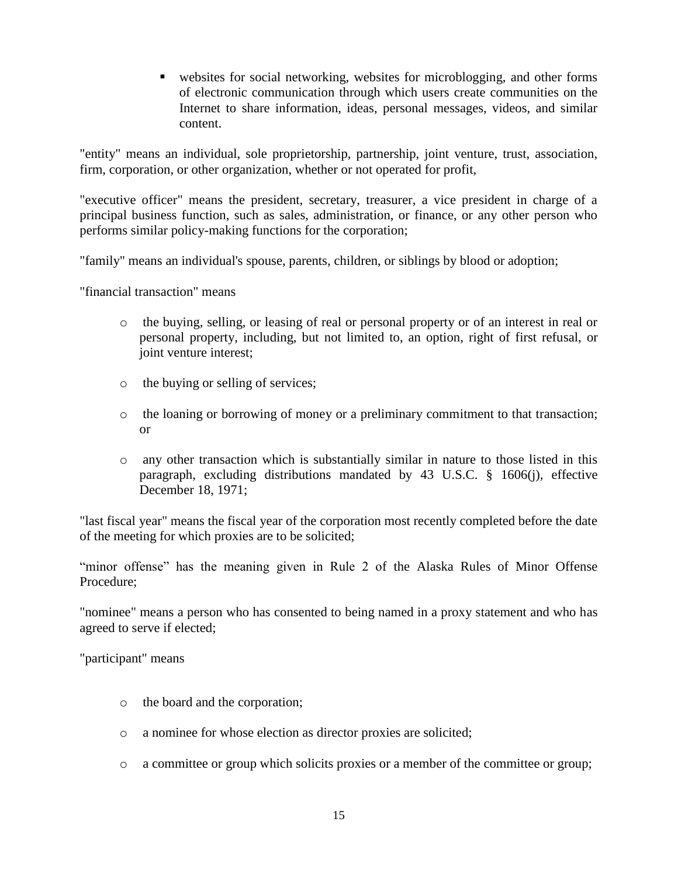- websites for social networking, websites for microblogging, and other forms of electronic communication through which users create communities on the Internet to share information, ideas, personal messages, videos, and similar content.

"entity" means an individual, sole proprietorship, partnership, joint venture, trust, association, firm, corporation, or other organization, whether or not operated for profit,

"executive officer" means the president, secretary, treasurer, a vice president in charge of a principal business function, such as sales, administration, or finance, or any other person who performs similar policy-making functions for the corporation;

"family" means an individual's spouse, parents, children, or siblings by blood or adoption;

"financial transaction" means

- the buying, selling, or leasing of real or personal property or of an interest in real or personal property, including, but not limited to, an option, right of first refusal, or joint venture interest;
- the buying or selling of services;
- the loaning or borrowing of money or a preliminary commitment to that transaction; or
- any other transaction which is substantially similar in nature to those listed in this paragraph, excluding distributions mandated by 43 U.S.C. § 1606(j), effective December 18, 1971;

"last fiscal year" means the fiscal year of the corporation most recently completed before the date of the meeting for which proxies are to be solicited;

"minor offense" has the meaning given in Rule 2 of the Alaska Rules of Minor Offense Procedure;

"nominee" means a person who has consented to being named in a proxy statement and who has agreed to serve if elected;

"participant" means

- the board and the corporation;
- a nominee for whose election as director proxies are solicited;
- a committee or group which solicits proxies or a member of the committee or group;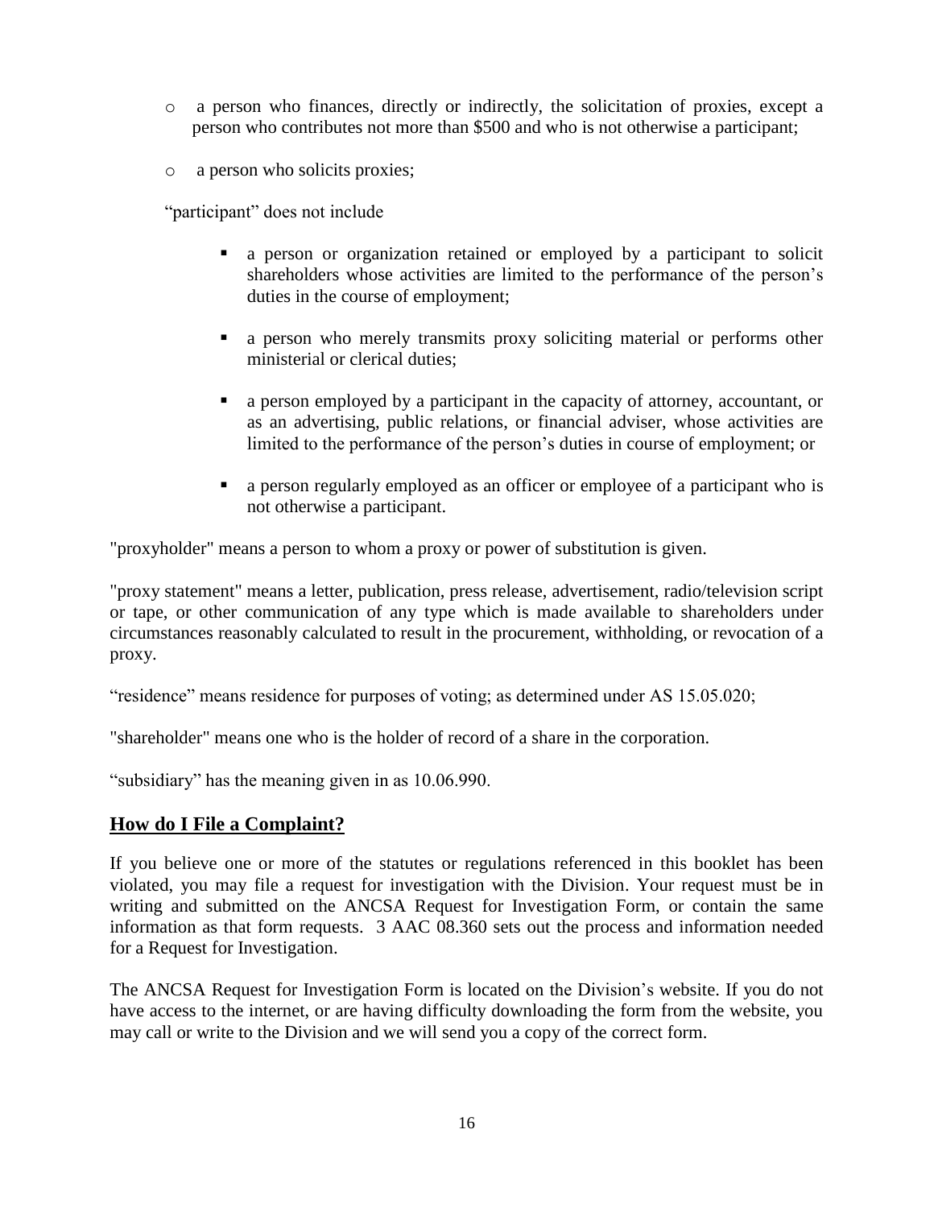- a person who finances, directly or indirectly, the solicitation of proxies, except a person who contributes not more than $500 and who is not otherwise a participant;
- a person who solicits proxies;

"participant" does not include

  - a person or organization retained or employed by a participant to solicit shareholders whose activities are limited to the performance of the person's duties in the course of employment;
  - a person who merely transmits proxy soliciting material or performs other ministerial or clerical duties;
  - a person employed by a participant in the capacity of attorney, accountant, or as an advertising, public relations, or financial adviser, whose activities are limited to the performance of the person's duties in course of employment; or
  - a person regularly employed as an officer or employee of a participant who is not otherwise a participant.

"proxyholder" means a person to whom a proxy or power of substitution is given.

"proxy statement" means a letter, publication, press release, advertisement, radio/television script or tape, or other communication of any type which is made available to shareholders under circumstances reasonably calculated to result in the procurement, withholding, or revocation of a proxy.

"residence" means residence for purposes of voting; as determined under AS 15.05.020;

"shareholder" means one who is the holder of record of a share in the corporation.

"subsidiary" has the meaning given in as 10.06.990.

## How do I File a Complaint?

If you believe one or more of the statutes or regulations referenced in this booklet has been violated, you may file a request for investigation with the Division. Your request must be in writing and submitted on the ANCSA Request for Investigation Form, or contain the same information as that form requests. 3 AAC 08.360 sets out the process and information needed for a Request for Investigation.

The ANCSA Request for Investigation Form is located on the Division's website. If you do not have access to the internet, or are having difficulty downloading the form from the website, you may call or write to the Division and we will send you a copy of the correct form.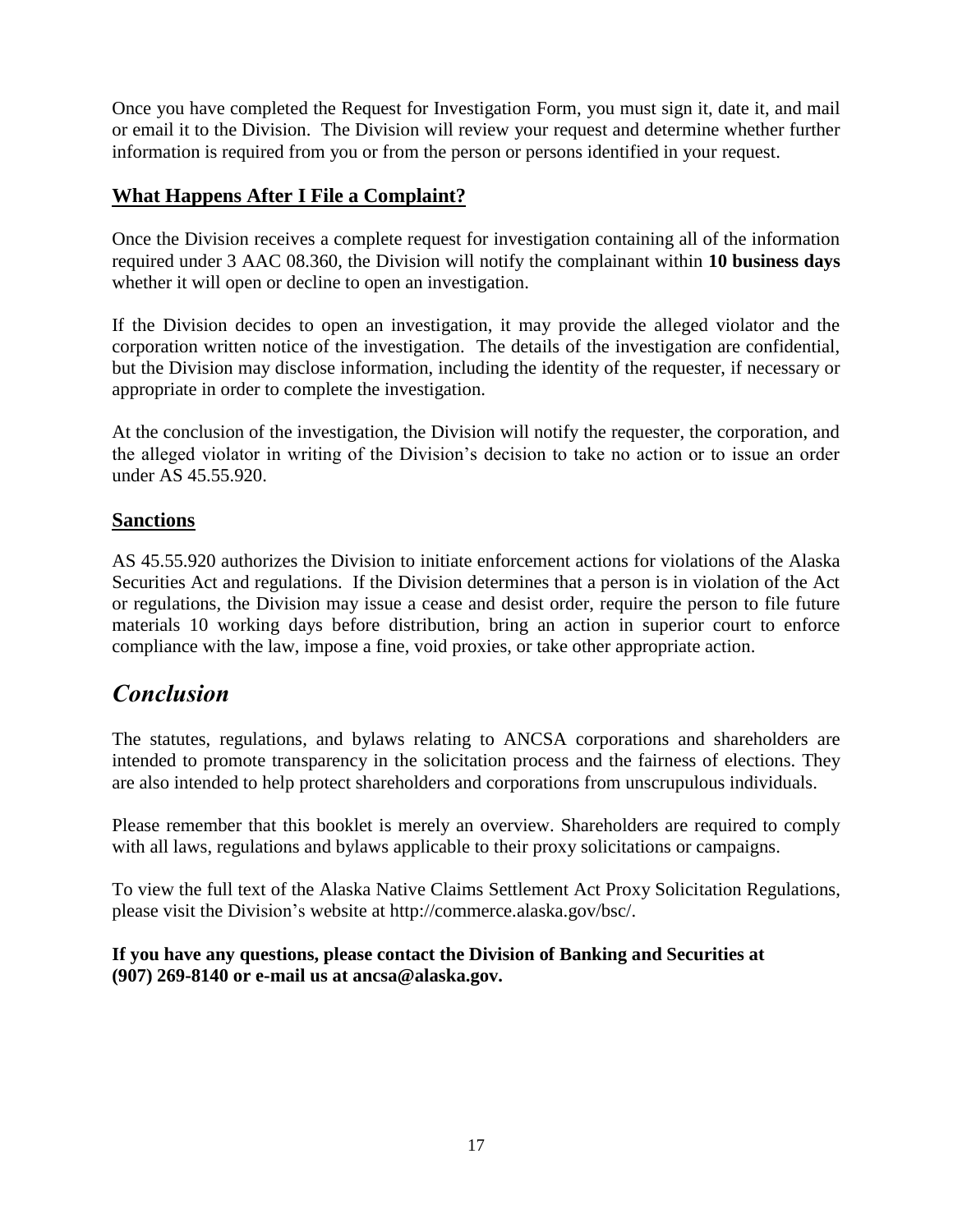Once you have completed the Request for Investigation Form, you must sign it, date it, and mail or email it to the Division. The Division will review your request and determine whether further information is required from you or from the person or persons identified in your request.

### What Happens After I File a Complaint?

Once the Division receives a complete request for investigation containing all of the information required under 3 AAC 08.360, the Division will notify the complainant within **10 business days** whether it will open or decline to open an investigation.

If the Division decides to open an investigation, it may provide the alleged violator and the corporation written notice of the investigation. The details of the investigation are confidential, but the Division may disclose information, including the identity of the requester, if necessary or appropriate in order to complete the investigation.

At the conclusion of the investigation, the Division will notify the requester, the corporation, and the alleged violator in writing of the Division's decision to take no action or to issue an order under AS 45.55.920.

### Sanctions

AS 45.55.920 authorizes the Division to initiate enforcement actions for violations of the Alaska Securities Act and regulations. If the Division determines that a person is in violation of the Act or regulations, the Division may issue a cease and desist order, require the person to file future materials 10 working days before distribution, bring an action in superior court to enforce compliance with the law, impose a fine, void proxies, or take other appropriate action.

## *Conclusion*

The statutes, regulations, and bylaws relating to ANCSA corporations and shareholders are intended to promote transparency in the solicitation process and the fairness of elections. They are also intended to help protect shareholders and corporations from unscrupulous individuals.

Please remember that this booklet is merely an overview. Shareholders are required to comply with all laws, regulations and bylaws applicable to their proxy solicitations or campaigns.

To view the full text of the Alaska Native Claims Settlement Act Proxy Solicitation Regulations, please visit the Division's website at http://commerce.alaska.gov/bsc/.

**If you have any questions, please contact the Division of Banking and Securities at (907) 269-8140 or e-mail us at ancsa@alaska.gov.**